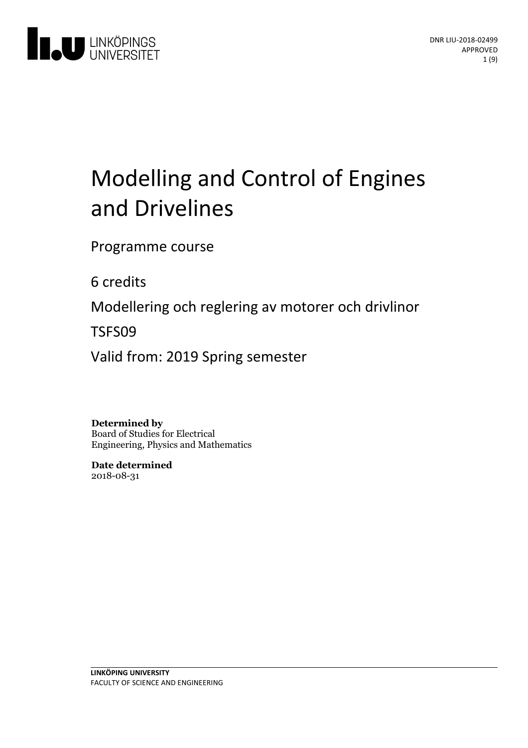DNR LIU-2018-02499
APPROVED

# Modelling and Control of Engines and Drivelines

Programme course

6 credits

Modellering och reglering av motorer och drivlinor

TSFS09

Valid from: 2019 Spring semester

**Determined by**
Board of Studies for Electrical Engineering, Physics and Mathematics

**Date determined**
2018-08-31

**LINKÖPING UNIVERSITY**
FACULTY OF SCIENCE AND ENGINEERING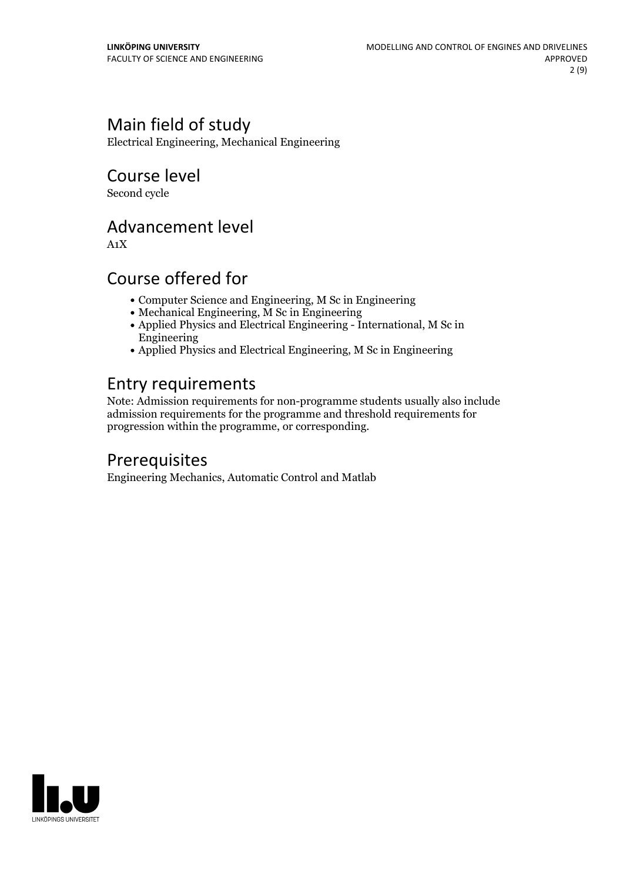## Main field of study

Electrical Engineering, Mechanical Engineering

## Course level

Second cycle

## Advancement level

A1X

## Course offered for

- Computer Science and Engineering, M Sc in Engineering
- Mechanical Engineering, M Sc in Engineering
- Applied Physics and Electrical Engineering - International, M Sc in Engineering
- Applied Physics and Electrical Engineering, M Sc in Engineering

## Entry requirements

Note: Admission requirements for non-programme students usually also include admission requirements for the programme and threshold requirements for progression within the programme, or corresponding.

## Prerequisites

Engineering Mechanics, Automatic Control and Matlab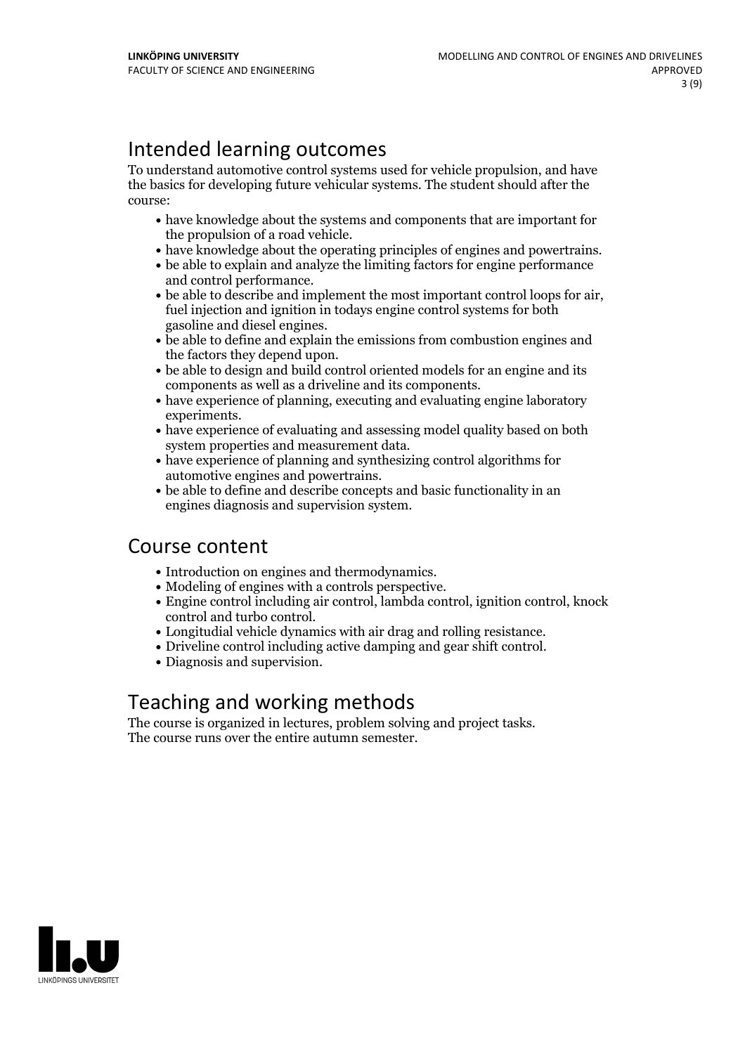# Intended learning outcomes

To understand automotive control systems used for vehicle propulsion, and have the basics for developing future vehicular systems. The student should after the course:

- have knowledge about the systems and components that are important for the propulsion of a road vehicle.
- have knowledge about the operating principles of engines and powertrains.
- be able to explain and analyze the limiting factors for engine performance and control performance.
- be able to describe and implement the most important control loops for air, fuel injection and ignition in todays engine control systems for both gasoline and diesel engines.
- be able to define and explain the emissions from combustion engines and the factors they depend upon.
- be able to design and build control oriented models for an engine and its components as well as a driveline and its components.
- have experience of planning, executing and evaluating engine laboratory experiments.
- have experience of evaluating and assessing model quality based on both system properties and measurement data.
- have experience of planning and synthesizing control algorithms for automotive engines and powertrains.
- be able to define and describe concepts and basic functionality in an engines diagnosis and supervision system.

# Course content

- Introduction on engines and thermodynamics.
- Modeling of engines with a controls perspective.
- Engine control including air control, lambda control, ignition control, knock control and turbo control.
- Longitudial vehicle dynamics with air drag and rolling resistance.
- Driveline control including active damping and gear shift control.
- Diagnosis and supervision.

# Teaching and working methods

The course is organized in lectures, problem solving and project tasks.
The course runs over the entire autumn semester.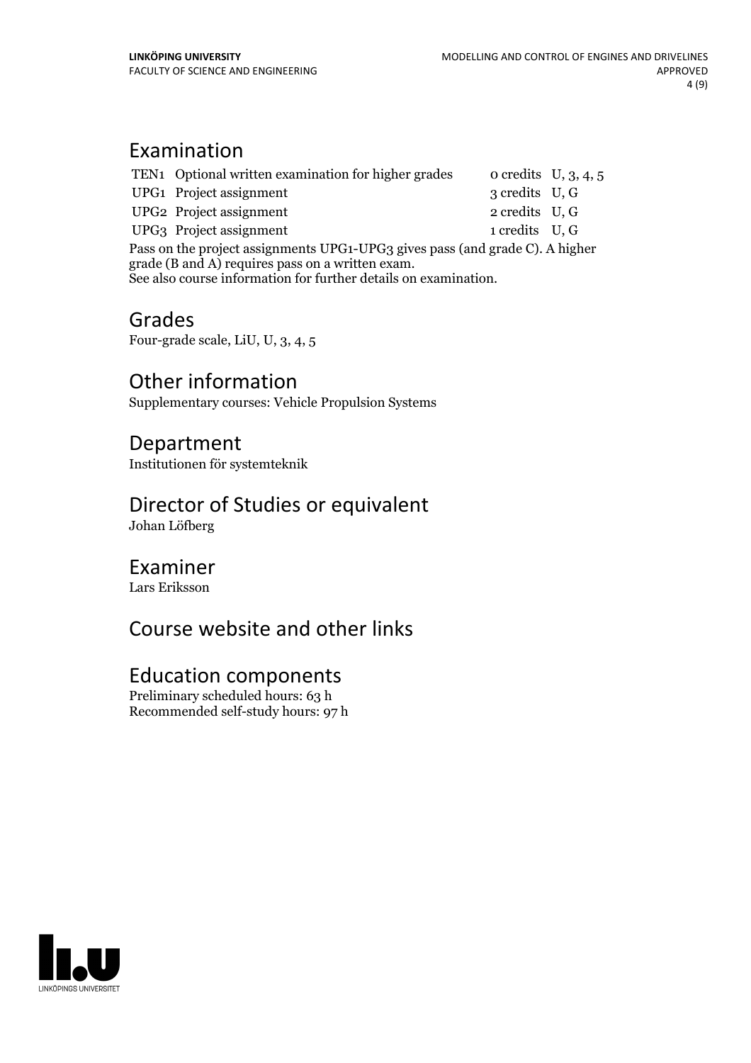## Examination

| | | | |
|---|---|---|---|
| TEN1 | Optional written examination for higher grades | 0 credits | U, 3, 4, 5 |
| UPG1 | Project assignment | 3 credits | U, G |
| UPG2 | Project assignment | 2 credits | U, G |
| UPG3 | Project assignment | 1 credits | U, G |

Pass on the project assignments UPG1-UPG3 gives pass (and grade C). A higher grade (B and A) requires pass on a written exam.
See also course information for further details on examination.

## Grades

Four-grade scale, LiU, U, 3, 4, 5

## Other information

Supplementary courses: Vehicle Propulsion Systems

## Department

Institutionen för systemteknik

## Director of Studies or equivalent

Johan Löfberg

## Examiner

Lars Eriksson

## Course website and other links

## Education components

Preliminary scheduled hours: 63 h
Recommended self-study hours: 97 h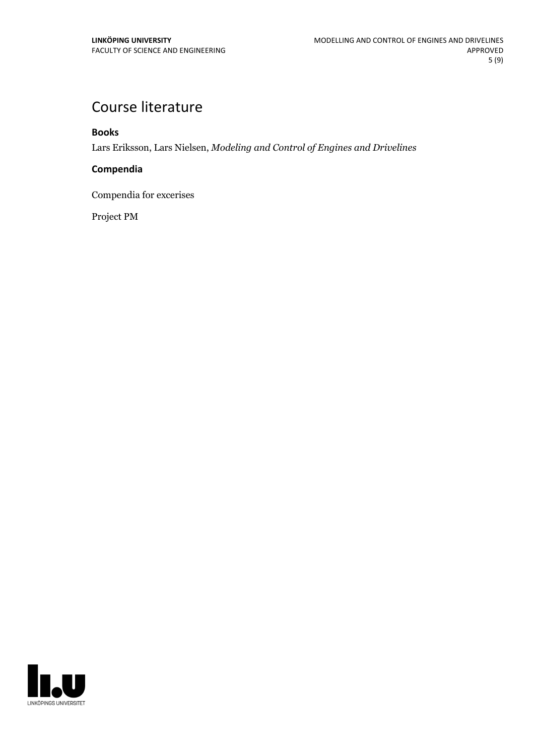# Course literature

### Books

Lars Eriksson, Lars Nielsen, *Modeling and Control of Engines and Drivelines*

### Compendia

Compendia for excerises

Project PM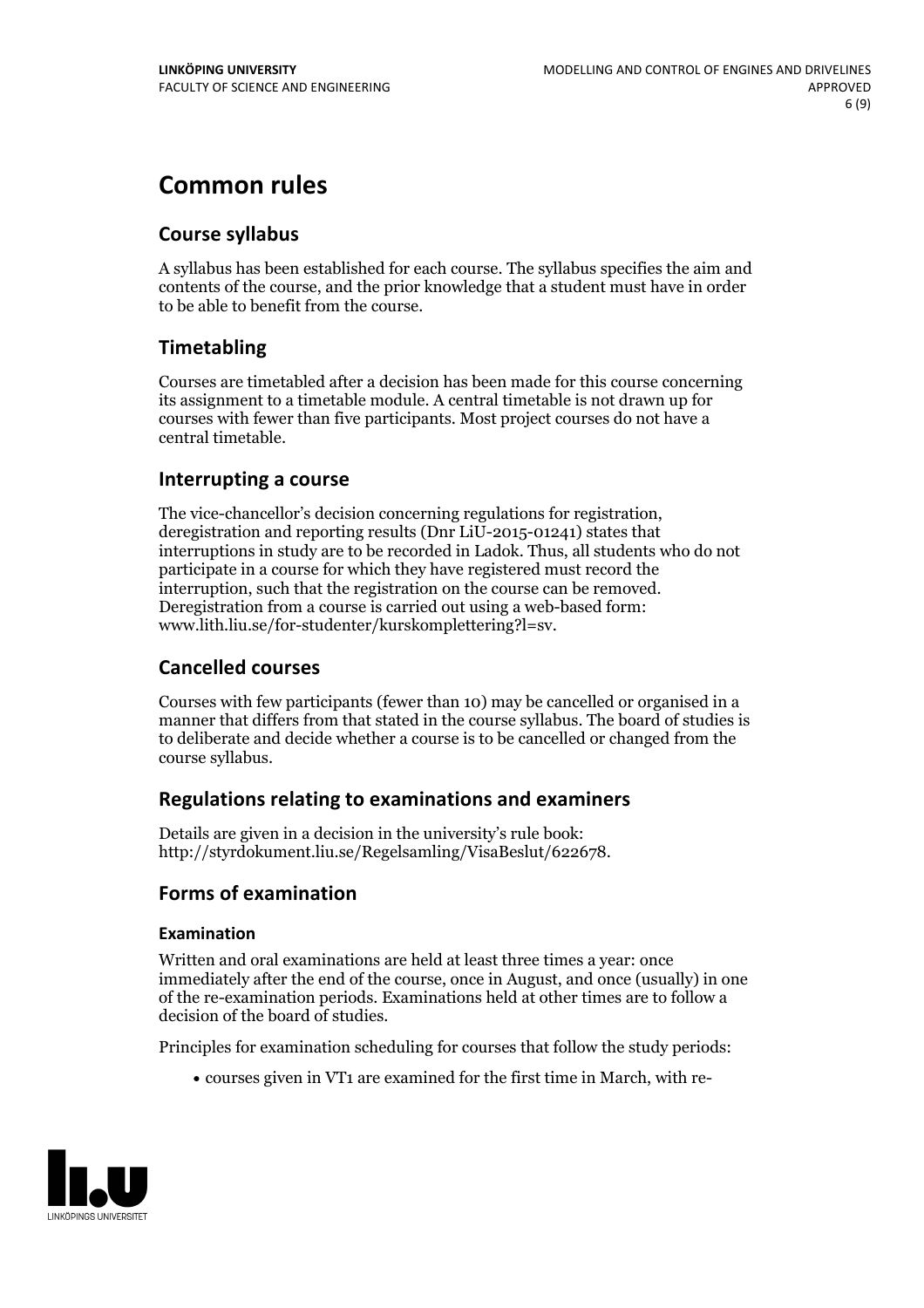# Common rules

## Course syllabus

A syllabus has been established for each course. The syllabus specifies the aim and contents of the course, and the prior knowledge that a student must have in order to be able to benefit from the course.

## Timetabling

Courses are timetabled after a decision has been made for this course concerning its assignment to a timetable module. A central timetable is not drawn up for courses with fewer than five participants. Most project courses do not have a central timetable.

## Interrupting a course

The vice-chancellor's decision concerning regulations for registration, deregistration and reporting results (Dnr LiU-2015-01241) states that interruptions in study are to be recorded in Ladok. Thus, all students who do not participate in a course for which they have registered must record the interruption, such that the registration on the course can be removed. Deregistration from a course is carried out using a web-based form: www.lith.liu.se/for-studenter/kurskomplettering?l=sv.

## Cancelled courses

Courses with few participants (fewer than 10) may be cancelled or organised in a manner that differs from that stated in the course syllabus. The board of studies is to deliberate and decide whether a course is to be cancelled or changed from the course syllabus.

## Regulations relating to examinations and examiners

Details are given in a decision in the university's rule book: http://styrdokument.liu.se/Regelsamling/VisaBeslut/622678.

## Forms of examination

### Examination

Written and oral examinations are held at least three times a year: once immediately after the end of the course, once in August, and once (usually) in one of the re-examination periods. Examinations held at other times are to follow a decision of the board of studies.

Principles for examination scheduling for courses that follow the study periods:

- courses given in VT1 are examined for the first time in March, with re-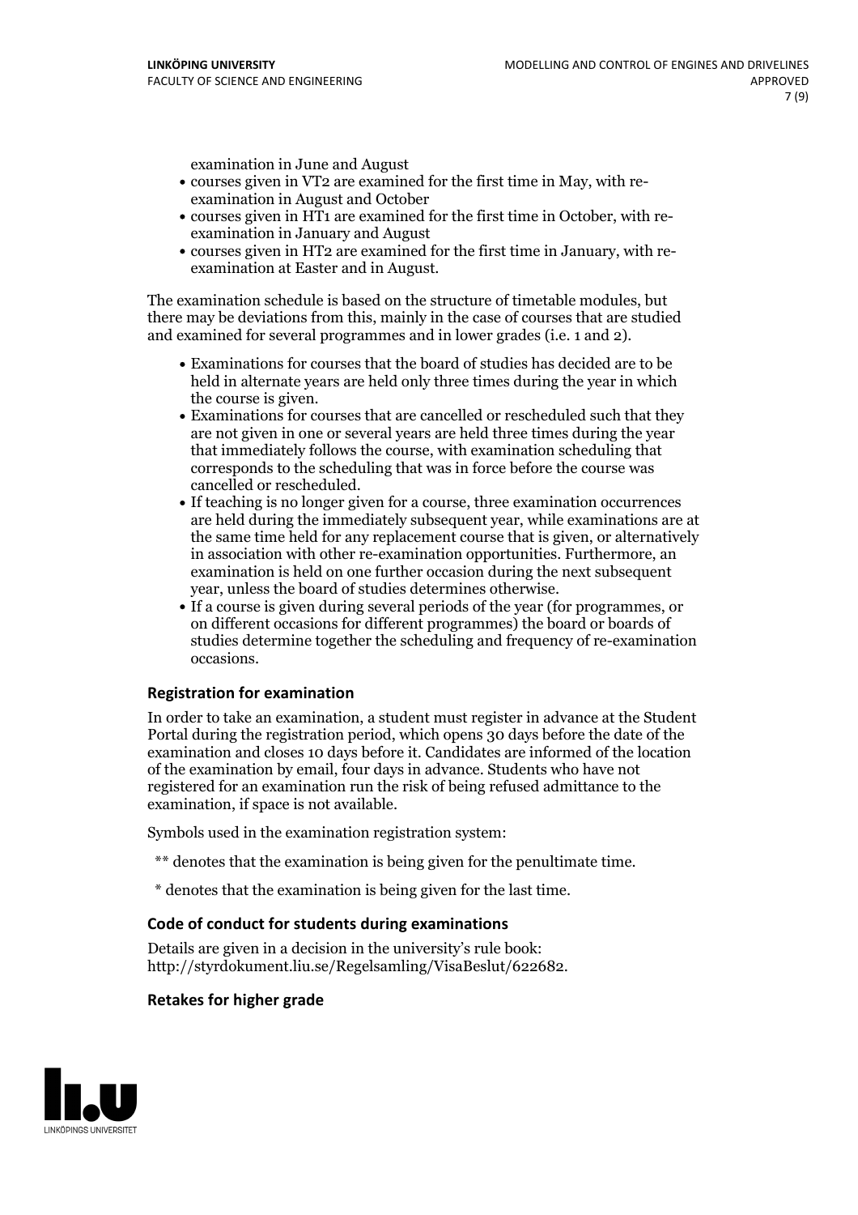examination in June and August

- courses given in VT2 are examined for the first time in May, with re-examination in August and October
- courses given in HT1 are examined for the first time in October, with re-examination in January and August
- courses given in HT2 are examined for the first time in January, with re-examination at Easter and in August.

The examination schedule is based on the structure of timetable modules, but there may be deviations from this, mainly in the case of courses that are studied and examined for several programmes and in lower grades (i.e. 1 and 2).

- Examinations for courses that the board of studies has decided are to be held in alternate years are held only three times during the year in which the course is given.
- Examinations for courses that are cancelled or rescheduled such that they are not given in one or several years are held three times during the year that immediately follows the course, with examination scheduling that corresponds to the scheduling that was in force before the course was cancelled or rescheduled.
- If teaching is no longer given for a course, three examination occurrences are held during the immediately subsequent year, while examinations are at the same time held for any replacement course that is given, or alternatively in association with other re-examination opportunities. Furthermore, an examination is held on one further occasion during the next subsequent year, unless the board of studies determines otherwise.
- If a course is given during several periods of the year (for programmes, or on different occasions for different programmes) the board or boards of studies determine together the scheduling and frequency of re-examination occasions.

### Registration for examination

In order to take an examination, a student must register in advance at the Student Portal during the registration period, which opens 30 days before the date of the examination and closes 10 days before it. Candidates are informed of the location of the examination by email, four days in advance. Students who have not registered for an examination run the risk of being refused admittance to the examination, if space is not available.

Symbols used in the examination registration system:

** denotes that the examination is being given for the penultimate time.

* denotes that the examination is being given for the last time.

### Code of conduct for students during examinations

Details are given in a decision in the university's rule book: http://styrdokument.liu.se/Regelsamling/VisaBeslut/622682.

### Retakes for higher grade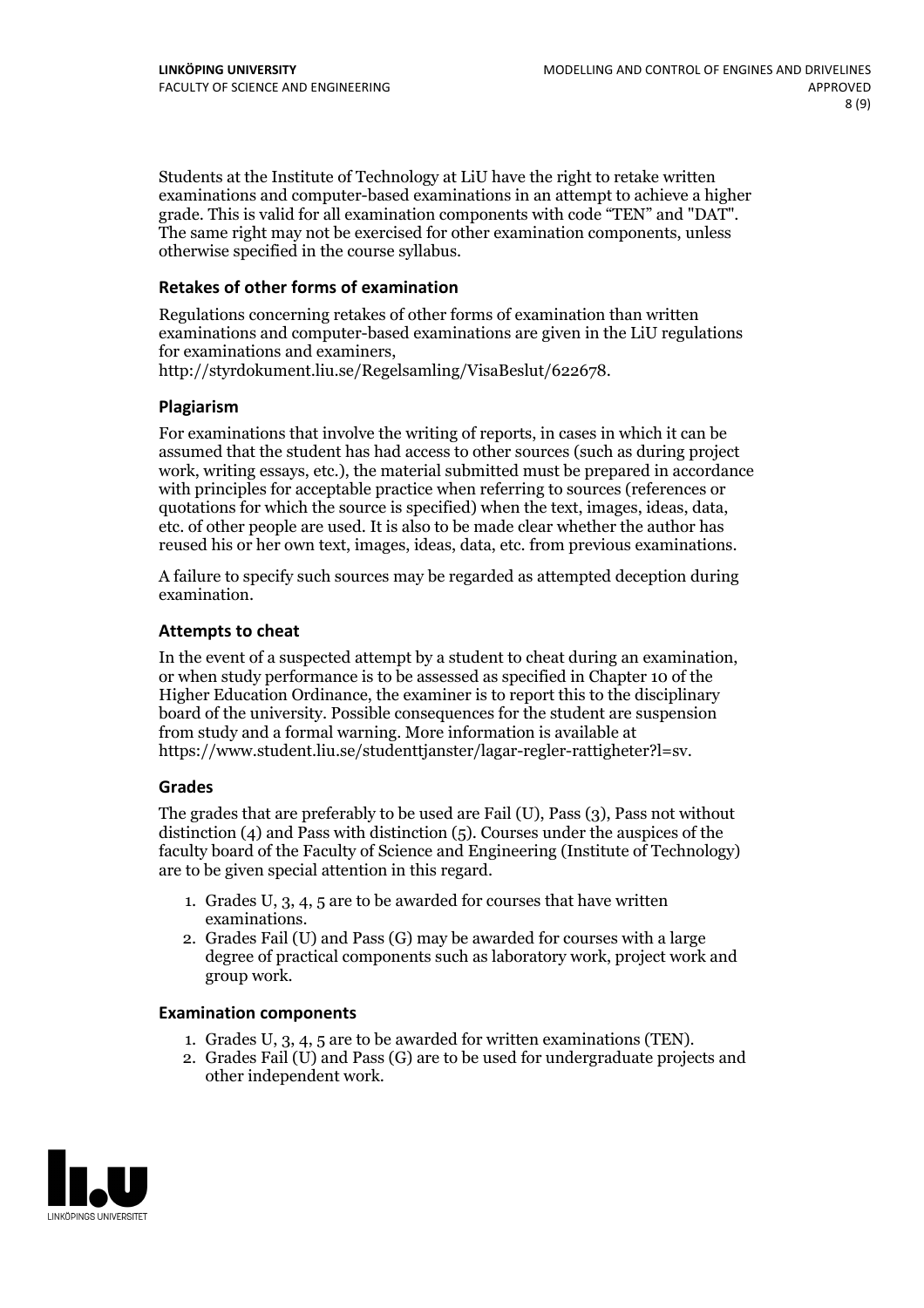Students at the Institute of Technology at LiU have the right to retake written examinations and computer-based examinations in an attempt to achieve a higher grade. This is valid for all examination components with code "TEN" and "DAT". The same right may not be exercised for other examination components, unless otherwise specified in the course syllabus.

### Retakes of other forms of examination

Regulations concerning retakes of other forms of examination than written examinations and computer-based examinations are given in the LiU regulations for examinations and examiners, http://styrdokument.liu.se/Regelsamling/VisaBeslut/622678.

### Plagiarism

For examinations that involve the writing of reports, in cases in which it can be assumed that the student has had access to other sources (such as during project work, writing essays, etc.), the material submitted must be prepared in accordance with principles for acceptable practice when referring to sources (references or quotations for which the source is specified) when the text, images, ideas, data, etc. of other people are used. It is also to be made clear whether the author has reused his or her own text, images, ideas, data, etc. from previous examinations.

A failure to specify such sources may be regarded as attempted deception during examination.

### Attempts to cheat

In the event of a suspected attempt by a student to cheat during an examination, or when study performance is to be assessed as specified in Chapter 10 of the Higher Education Ordinance, the examiner is to report this to the disciplinary board of the university. Possible consequences for the student are suspension from study and a formal warning. More information is available at https://www.student.liu.se/studenttjanster/lagar-regler-rattigheter?l=sv.

### Grades

The grades that are preferably to be used are Fail (U), Pass (3), Pass not without distinction (4) and Pass with distinction (5). Courses under the auspices of the faculty board of the Faculty of Science and Engineering (Institute of Technology) are to be given special attention in this regard.

1. Grades U, 3, 4, 5 are to be awarded for courses that have written examinations.
2. Grades Fail (U) and Pass (G) may be awarded for courses with a large degree of practical components such as laboratory work, project work and group work.

### Examination components

1. Grades U, 3, 4, 5 are to be awarded for written examinations (TEN).
2. Grades Fail (U) and Pass (G) are to be used for undergraduate projects and other independent work.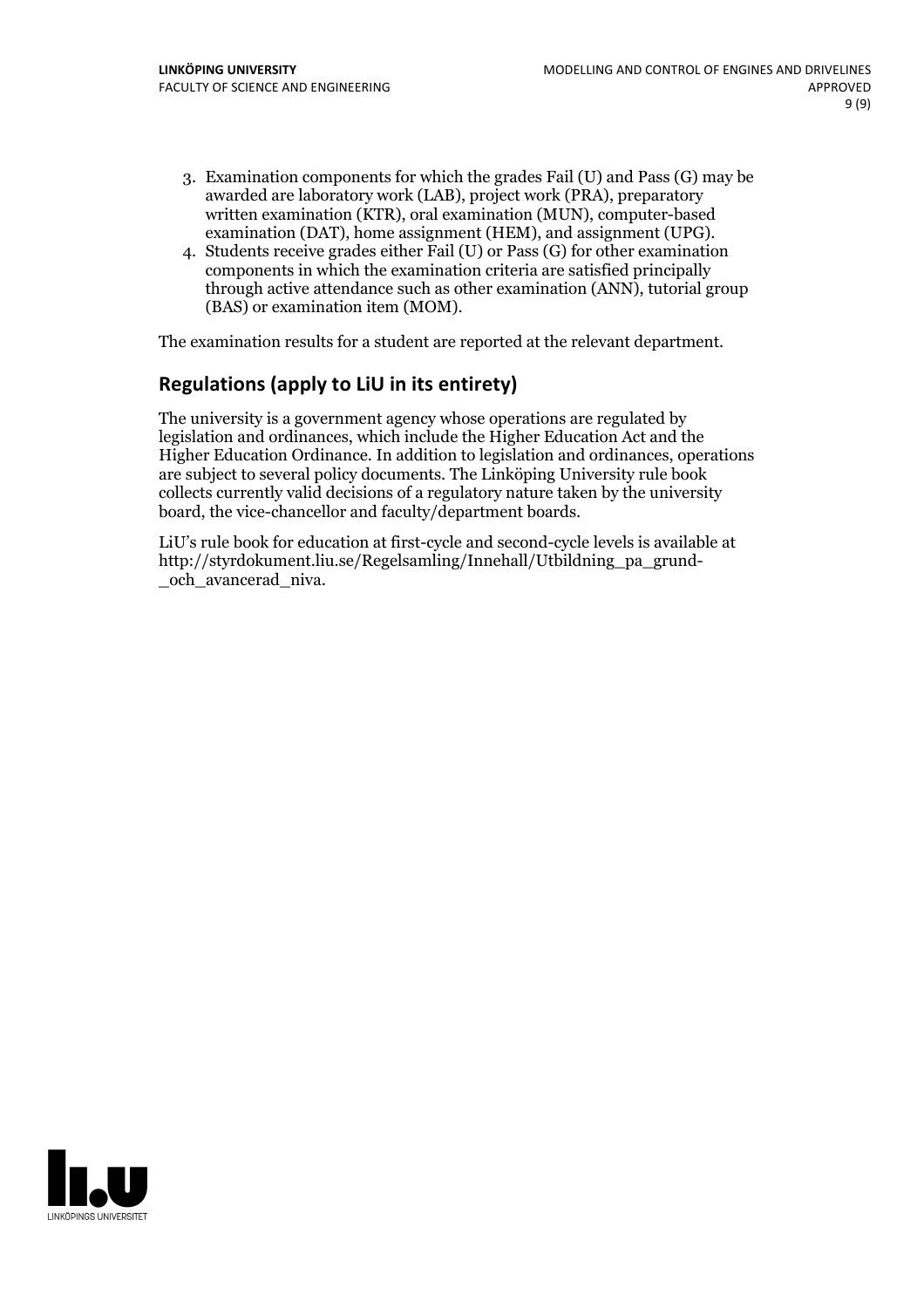3. Examination components for which the grades Fail (U) and Pass (G) may be awarded are laboratory work (LAB), project work (PRA), preparatory written examination (KTR), oral examination (MUN), computer-based examination (DAT), home assignment (HEM), and assignment (UPG).
4. Students receive grades either Fail (U) or Pass (G) for other examination components in which the examination criteria are satisfied principally through active attendance such as other examination (ANN), tutorial group (BAS) or examination item (MOM).

The examination results for a student are reported at the relevant department.

## Regulations (apply to LiU in its entirety)

The university is a government agency whose operations are regulated by legislation and ordinances, which include the Higher Education Act and the Higher Education Ordinance. In addition to legislation and ordinances, operations are subject to several policy documents. The Linköping University rule book collects currently valid decisions of a regulatory nature taken by the university board, the vice-chancellor and faculty/department boards.

LiU's rule book for education at first-cycle and second-cycle levels is available at http://styrdokument.liu.se/Regelsamling/Innehall/Utbildning_pa_grund-_och_avancerad_niva.